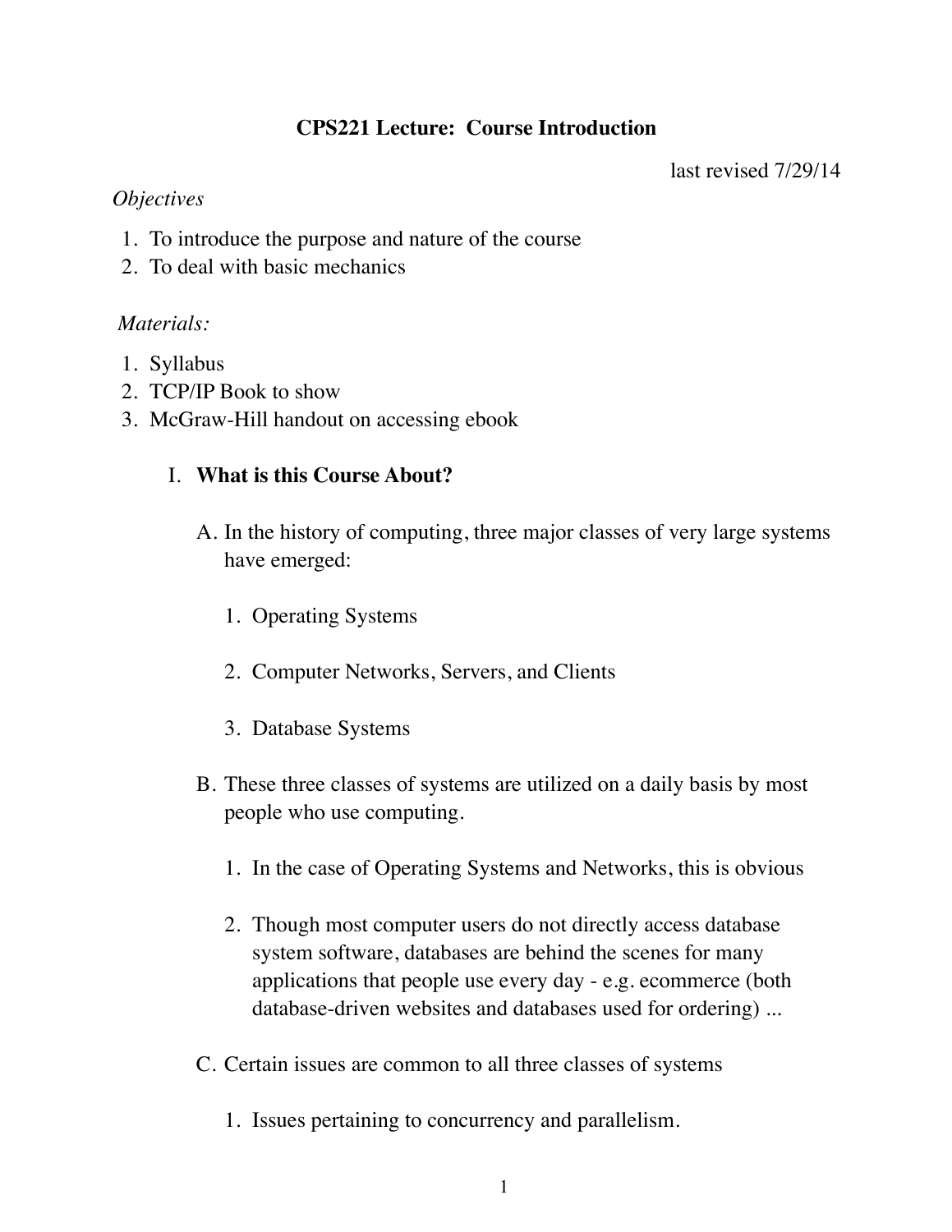# CPS221 Lecture: Course Introduction

last revised 7/29/14

*Objectives*

1. To introduce the purpose and nature of the course
2. To deal with basic mechanics

*Materials:*

1. Syllabus
2. TCP/IP Book to show
3. McGraw-Hill handout on accessing ebook

## I. What is this Course About?

A. In the history of computing, three major classes of very large systems have emerged:

1. Operating Systems
2. Computer Networks, Servers, and Clients
3. Database Systems

B. These three classes of systems are utilized on a daily basis by most people who use computing.

1. In the case of Operating Systems and Networks, this is obvious
2. Though most computer users do not directly access database system software, databases are behind the scenes for many applications that people use every day - e.g. ecommerce (both database-driven websites and databases used for ordering) ...

C. Certain issues are common to all three classes of systems

1. Issues pertaining to concurrency and parallelism.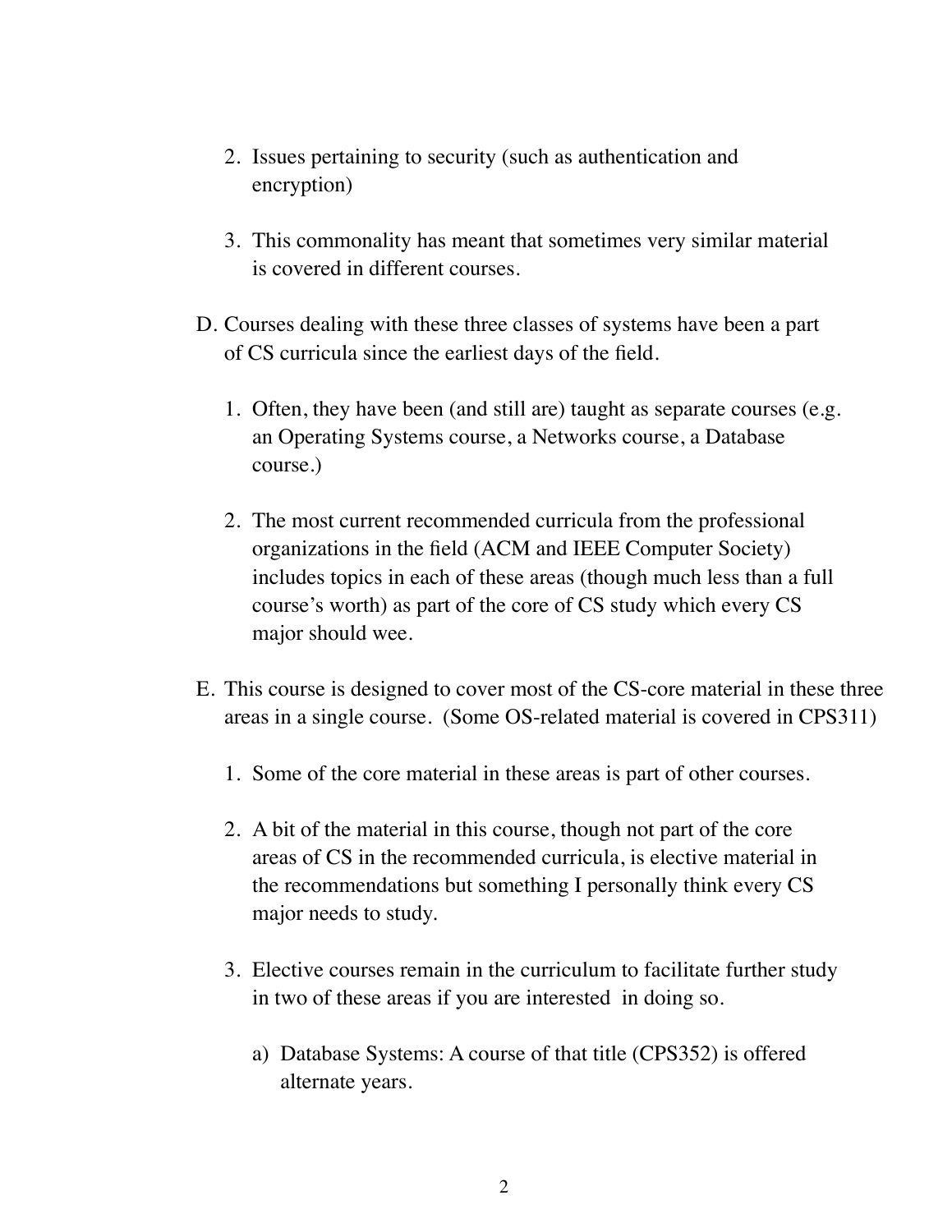2. Issues pertaining to security (such as authentication and encryption)

3. This commonality has meant that sometimes very similar material is covered in different courses.

D. Courses dealing with these three classes of systems have been a part of CS curricula since the earliest days of the field.

1. Often, they have been (and still are) taught as separate courses (e.g. an Operating Systems course, a Networks course, a Database course.)

2. The most current recommended curricula from the professional organizations in the field (ACM and IEEE Computer Society) includes topics in each of these areas (though much less than a full course's worth) as part of the core of CS study which every CS major should wee.

E. This course is designed to cover most of the CS-core material in these three areas in a single course. (Some OS-related material is covered in CPS311)

1. Some of the core material in these areas is part of other courses.

2. A bit of the material in this course, though not part of the core areas of CS in the recommended curricula, is elective material in the recommendations but something I personally think every CS major needs to study.

3. Elective courses remain in the curriculum to facilitate further study in two of these areas if you are interested in doing so.

   a) Database Systems: A course of that title (CPS352) is offered alternate years.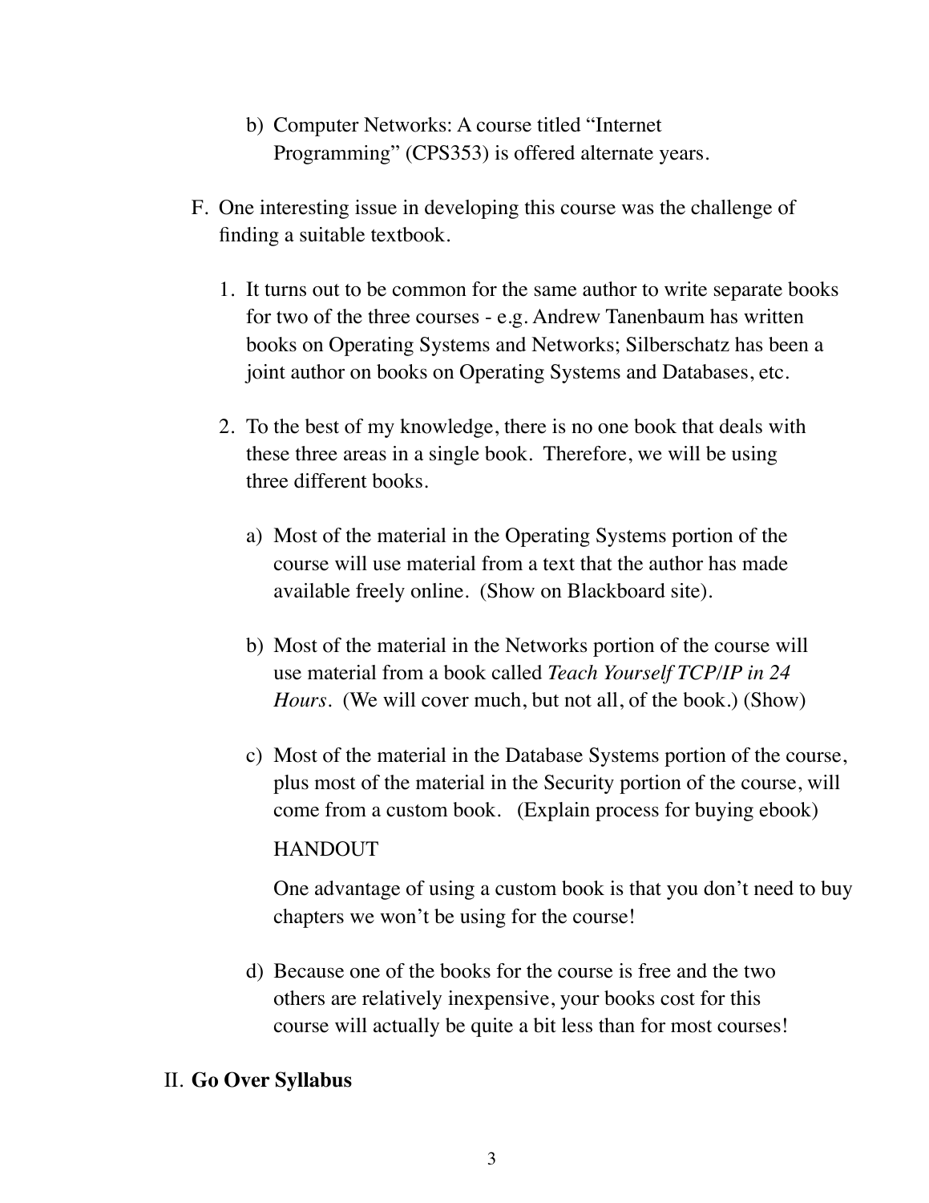b) Computer Networks: A course titled "Internet Programming" (CPS353) is offered alternate years.

F. One interesting issue in developing this course was the challenge of finding a suitable textbook.

1. It turns out to be common for the same author to write separate books for two of the three courses - e.g. Andrew Tanenbaum has written books on Operating Systems and Networks; Silberschatz has been a joint author on books on Operating Systems and Databases, etc.

2. To the best of my knowledge, there is no one book that deals with these three areas in a single book. Therefore, we will be using three different books.

   a) Most of the material in the Operating Systems portion of the course will use material from a text that the author has made available freely online. (Show on Blackboard site).

   b) Most of the material in the Networks portion of the course will use material from a book called *Teach Yourself TCP/IP in 24 Hours*. (We will cover much, but not all, of the book.) (Show)

   c) Most of the material in the Database Systems portion of the course, plus most of the material in the Security portion of the course, will come from a custom book. (Explain process for buying ebook)

      HANDOUT

      One advantage of using a custom book is that you don't need to buy chapters we won't be using for the course!

   d) Because one of the books for the course is free and the two others are relatively inexpensive, your books cost for this course will actually be quite a bit less than for most courses!

II. **Go Over Syllabus**